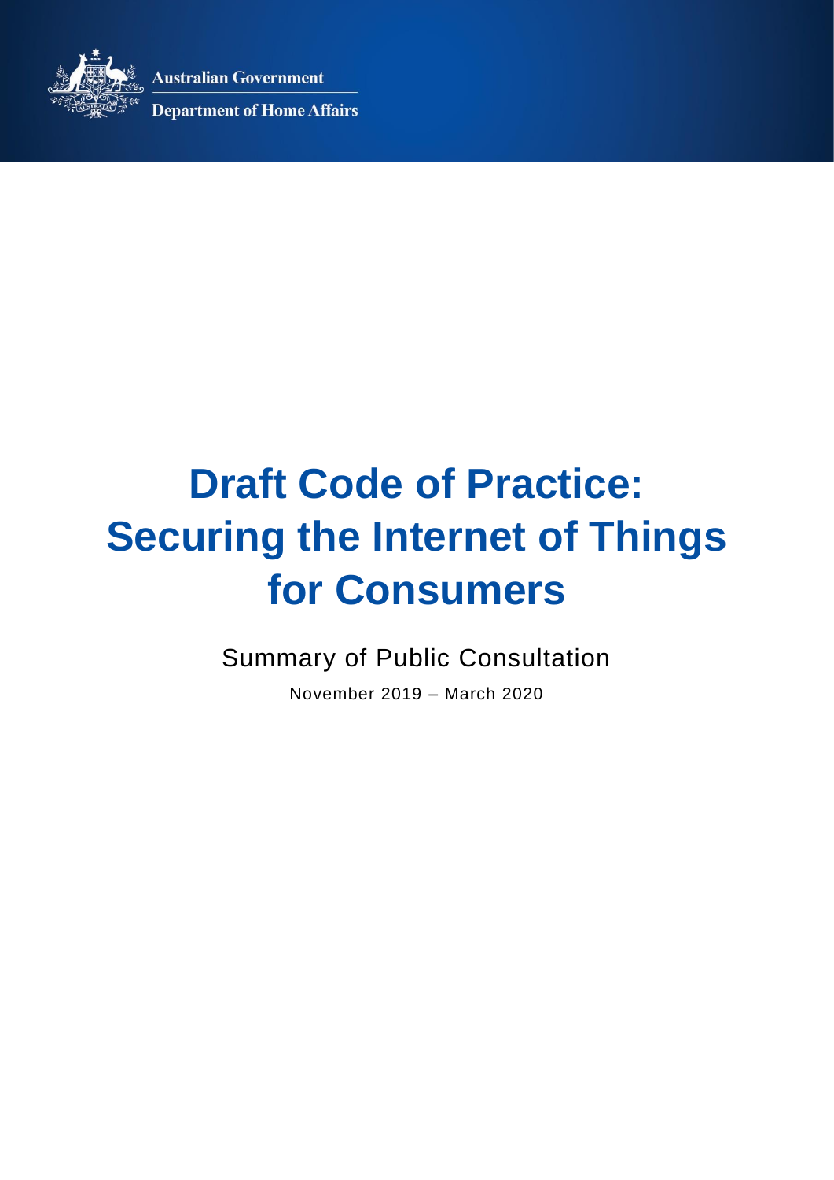Australian Government

Department of Home Affairs

# Draft Code of Practice: Securing the Internet of Things for Consumers

## Summary of Public Consultation

November 2019 – March 2020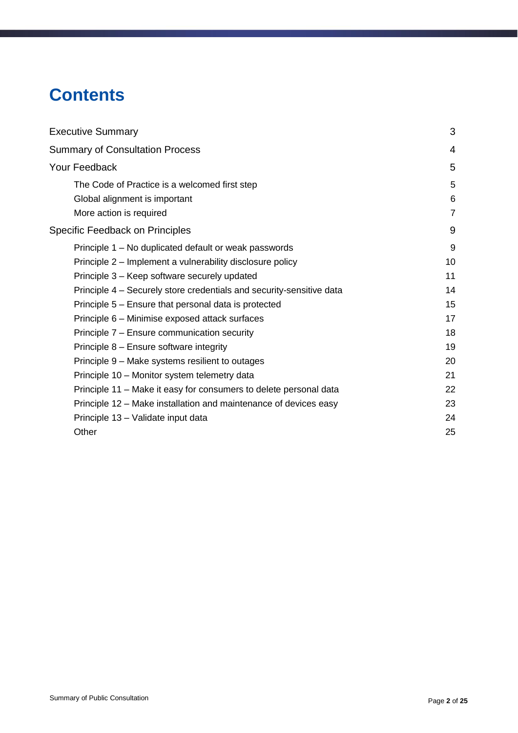# Contents

| | |
|---|---|
| Executive Summary | 3 |
| Summary of Consultation Process | 4 |
| Your Feedback | 5 |
| The Code of Practice is a welcomed first step | 5 |
| Global alignment is important | 6 |
| More action is required | 7 |
| Specific Feedback on Principles | 9 |
| Principle 1 – No duplicated default or weak passwords | 9 |
| Principle 2 – Implement a vulnerability disclosure policy | 10 |
| Principle 3 – Keep software securely updated | 11 |
| Principle 4 – Securely store credentials and security-sensitive data | 14 |
| Principle 5 – Ensure that personal data is protected | 15 |
| Principle 6 – Minimise exposed attack surfaces | 17 |
| Principle 7 – Ensure communication security | 18 |
| Principle 8 – Ensure software integrity | 19 |
| Principle 9 – Make systems resilient to outages | 20 |
| Principle 10 – Monitor system telemetry data | 21 |
| Principle 11 – Make it easy for consumers to delete personal data | 22 |
| Principle 12 – Make installation and maintenance of devices easy | 23 |
| Principle 13 – Validate input data | 24 |
| Other | 25 |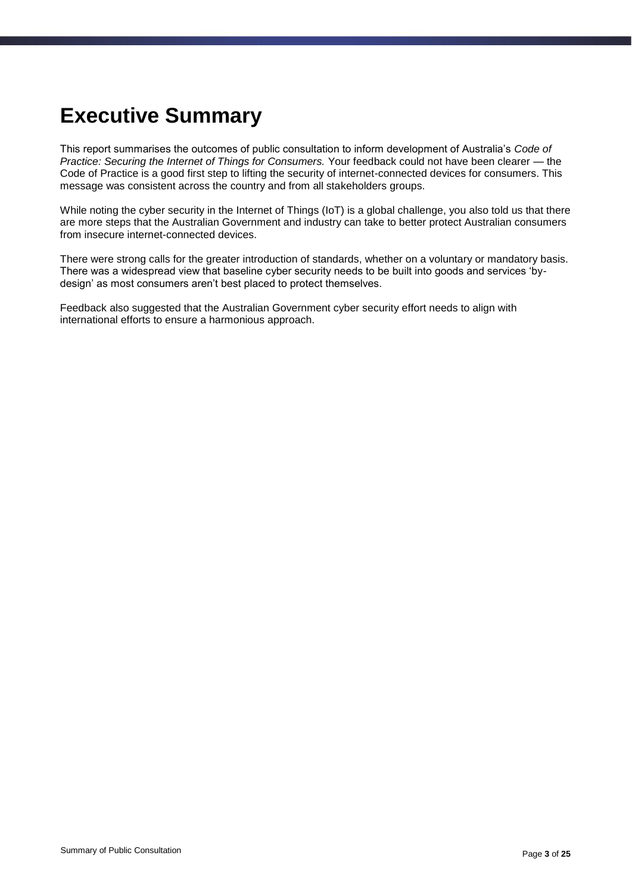# Executive Summary

This report summarises the outcomes of public consultation to inform development of Australia's *Code of Practice: Securing the Internet of Things for Consumers.* Your feedback could not have been clearer — the Code of Practice is a good first step to lifting the security of internet-connected devices for consumers. This message was consistent across the country and from all stakeholders groups.

While noting the cyber security in the Internet of Things (IoT) is a global challenge, you also told us that there are more steps that the Australian Government and industry can take to better protect Australian consumers from insecure internet-connected devices.

There were strong calls for the greater introduction of standards, whether on a voluntary or mandatory basis. There was a widespread view that baseline cyber security needs to be built into goods and services 'by-design' as most consumers aren't best placed to protect themselves.

Feedback also suggested that the Australian Government cyber security effort needs to align with international efforts to ensure a harmonious approach.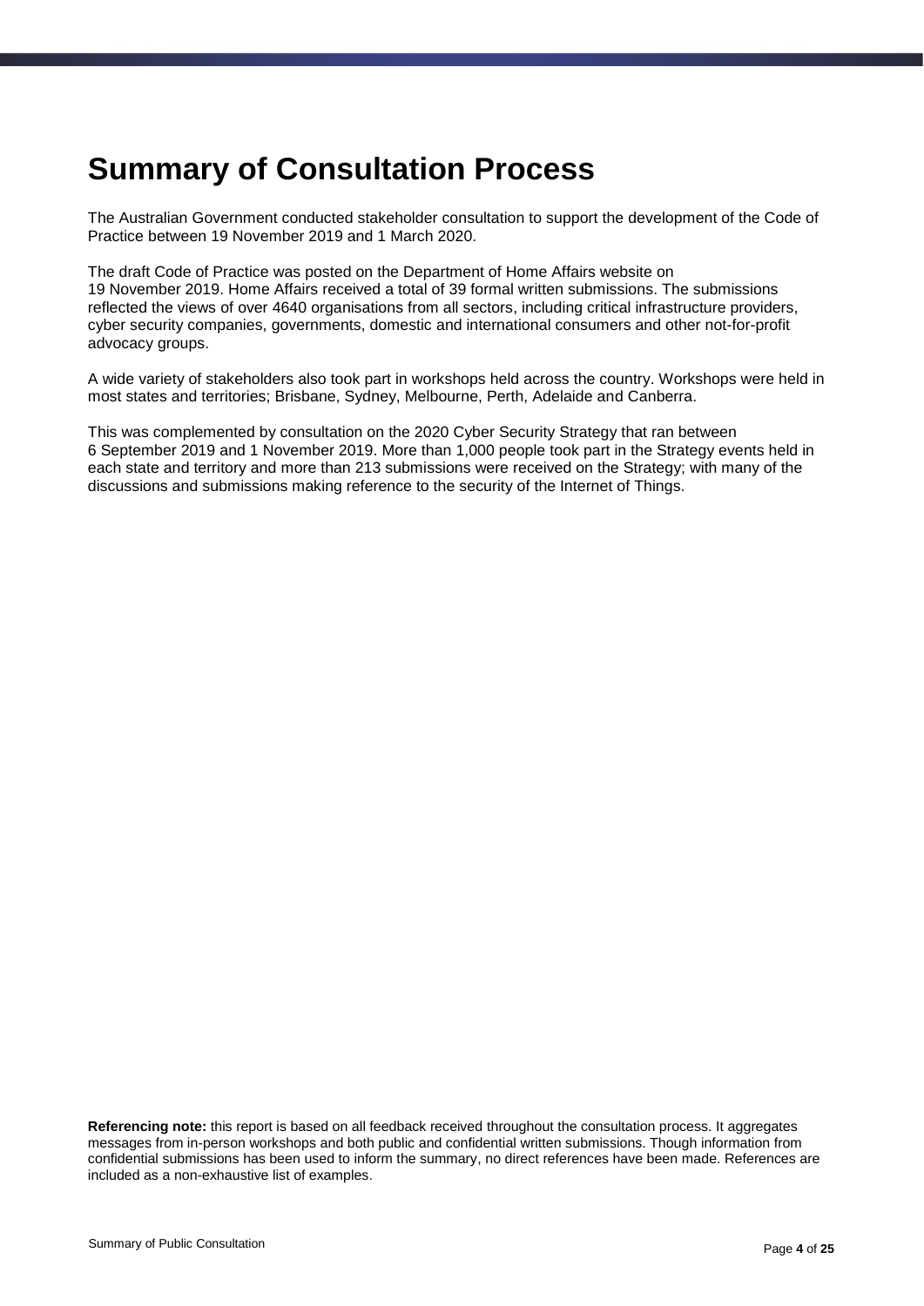# Summary of Consultation Process

The Australian Government conducted stakeholder consultation to support the development of the Code of Practice between 19 November 2019 and 1 March 2020.

The draft Code of Practice was posted on the Department of Home Affairs website on 19 November 2019. Home Affairs received a total of 39 formal written submissions. The submissions reflected the views of over 4640 organisations from all sectors, including critical infrastructure providers, cyber security companies, governments, domestic and international consumers and other not-for-profit advocacy groups.

A wide variety of stakeholders also took part in workshops held across the country. Workshops were held in most states and territories; Brisbane, Sydney, Melbourne, Perth, Adelaide and Canberra.

This was complemented by consultation on the 2020 Cyber Security Strategy that ran between 6 September 2019 and 1 November 2019. More than 1,000 people took part in the Strategy events held in each state and territory and more than 213 submissions were received on the Strategy; with many of the discussions and submissions making reference to the security of the Internet of Things.

**Referencing note:** this report is based on all feedback received throughout the consultation process. It aggregates messages from in-person workshops and both public and confidential written submissions. Though information from confidential submissions has been used to inform the summary, no direct references have been made. References are included as a non-exhaustive list of examples.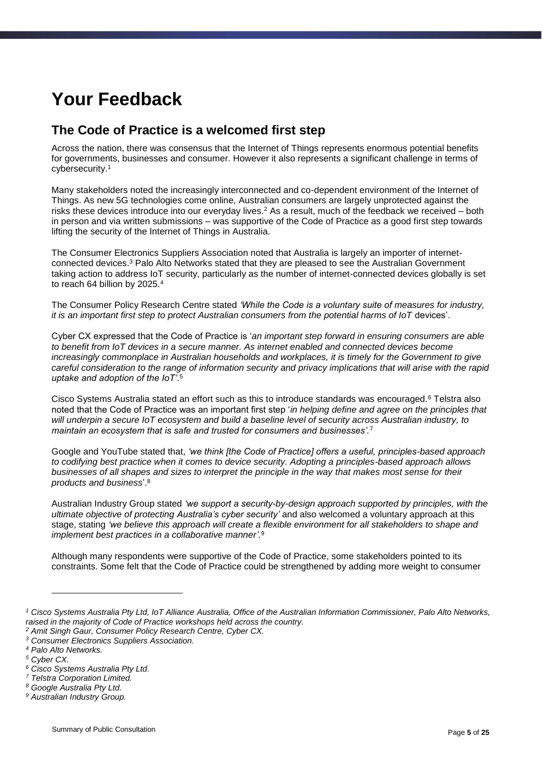# Your Feedback

## The Code of Practice is a welcomed first step

Across the nation, there was consensus that the Internet of Things represents enormous potential benefits for governments, businesses and consumer. However it also represents a significant challenge in terms of cybersecurity.[1]

Many stakeholders noted the increasingly interconnected and co-dependent environment of the Internet of Things. As new 5G technologies come online, Australian consumers are largely unprotected against the risks these devices introduce into our everyday lives.[2] As a result, much of the feedback we received – both in person and via written submissions – was supportive of the Code of Practice as a good first step towards lifting the security of the Internet of Things in Australia.

The Consumer Electronics Suppliers Association noted that Australia is largely an importer of internet-connected devices.[3] Palo Alto Networks stated that they are pleased to see the Australian Government taking action to address IoT security, particularly as the number of internet-connected devices globally is set to reach 64 billion by 2025.[4]

The Consumer Policy Research Centre stated *'While the Code is a voluntary suite of measures for industry, it is an important first step to protect Australian consumers from the potential harms of IoT* devices'.

Cyber CX expressed that the Code of Practice is '*an important step forward in ensuring consumers are able to benefit from IoT devices in a secure manner. As internet enabled and connected devices become increasingly commonplace in Australian households and workplaces, it is timely for the Government to give careful consideration to the range of information security and privacy implications that will arise with the rapid uptake and adoption of the IoT'*.[5]

Cisco Systems Australia stated an effort such as this to introduce standards was encouraged.[6] Telstra also noted that the Code of Practice was an important first step '*in helping define and agree on the principles that will underpin a secure IoT ecosystem and build a baseline level of security across Australian industry, to maintain an ecosystem that is safe and trusted for consumers and businesses'*.[7]

Google and YouTube stated that, *'we think [the Code of Practice] offers a useful, principles-based approach to codifying best practice when it comes to device security. Adopting a principles-based approach allows businesses of all shapes and sizes to interpret the principle in the way that makes most sense for their products and business*'.[8]

Australian Industry Group stated *'we support a security-by-design approach supported by principles, with the ultimate objective of protecting Australia's cyber security'* and also welcomed a voluntary approach at this stage, stating *'we believe this approach will create a flexible environment for all stakeholders to shape and implement best practices in a collaborative manner'*.[9]

Although many respondents were supportive of the Code of Practice, some stakeholders pointed to its constraints. Some felt that the Code of Practice could be strengthened by adding more weight to consumer

---

*[1] Cisco Systems Australia Pty Ltd, IoT Alliance Australia, Office of the Australian Information Commissioner, Palo Alto Networks, raised in the majority of Code of Practice workshops held across the country.*

*[2] Amit Singh Gaur, Consumer Policy Research Centre, Cyber CX.*

*[3] Consumer Electronics Suppliers Association.*

*[4] Palo Alto Networks.*

*[5] Cyber CX.*

*[6] Cisco Systems Australia Pty Ltd.*

*[7] Telstra Corporation Limited.*

*[8] Google Australia Pty Ltd.*

*[9] Australian Industry Group.*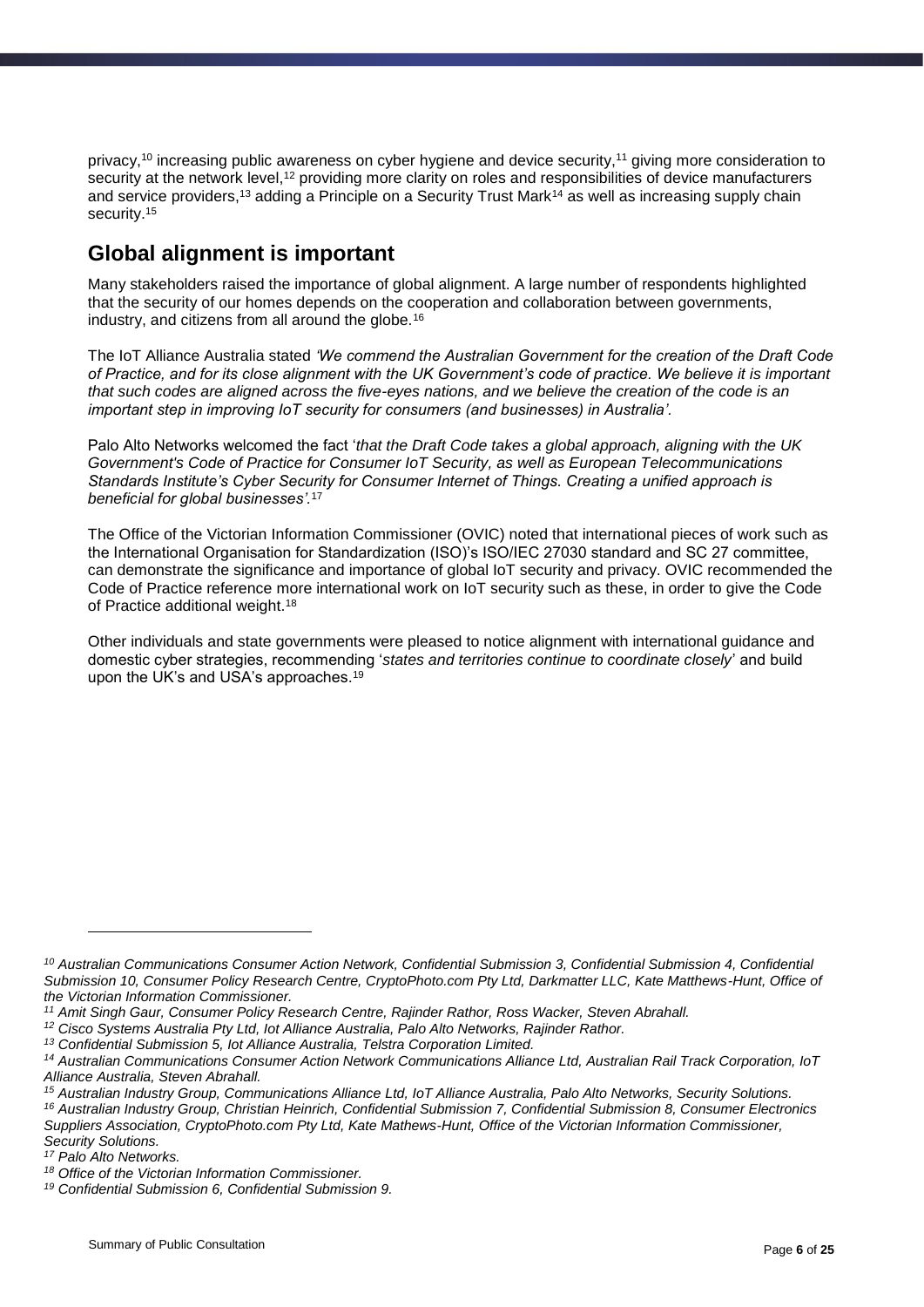privacy,[10] increasing public awareness on cyber hygiene and device security,[11] giving more consideration to security at the network level,[12] providing more clarity on roles and responsibilities of device manufacturers and service providers,[13] adding a Principle on a Security Trust Mark[14] as well as increasing supply chain security.[15]

## Global alignment is important

Many stakeholders raised the importance of global alignment. A large number of respondents highlighted that the security of our homes depends on the cooperation and collaboration between governments, industry, and citizens from all around the globe.[16]

The IoT Alliance Australia stated *'We commend the Australian Government for the creation of the Draft Code of Practice, and for its close alignment with the UK Government's code of practice. We believe it is important that such codes are aligned across the five-eyes nations, and we believe the creation of the code is an important step in improving IoT security for consumers (and businesses) in Australia'.*

Palo Alto Networks welcomed the fact '*that the Draft Code takes a global approach, aligning with the UK Government's Code of Practice for Consumer IoT Security, as well as European Telecommunications Standards Institute's Cyber Security for Consumer Internet of Things. Creating a unified approach is beneficial for global businesses'.*[17]

The Office of the Victorian Information Commissioner (OVIC) noted that international pieces of work such as the International Organisation for Standardization (ISO)'s ISO/IEC 27030 standard and SC 27 committee, can demonstrate the significance and importance of global IoT security and privacy. OVIC recommended the Code of Practice reference more international work on IoT security such as these, in order to give the Code of Practice additional weight.[18]

Other individuals and state governments were pleased to notice alignment with international guidance and domestic cyber strategies, recommending '*states and territories continue to coordinate closely*' and build upon the UK's and USA's approaches.[19]

---

*[10] Australian Communications Consumer Action Network, Confidential Submission 3, Confidential Submission 4, Confidential Submission 10, Consumer Policy Research Centre, CryptoPhoto.com Pty Ltd, Darkmatter LLC, Kate Matthews-Hunt, Office of the Victorian Information Commissioner.*

*[11] Amit Singh Gaur, Consumer Policy Research Centre, Rajinder Rathor, Ross Wacker, Steven Abrahall.*

*[12] Cisco Systems Australia Pty Ltd, Iot Alliance Australia, Palo Alto Networks, Rajinder Rathor.*

*[13] Confidential Submission 5, Iot Alliance Australia, Telstra Corporation Limited.*

*[14] Australian Communications Consumer Action Network Communications Alliance Ltd, Australian Rail Track Corporation, IoT Alliance Australia, Steven Abrahall.*

*[15] Australian Industry Group, Communications Alliance Ltd, IoT Alliance Australia, Palo Alto Networks, Security Solutions.*

*[16] Australian Industry Group, Christian Heinrich, Confidential Submission 7, Confidential Submission 8, Consumer Electronics Suppliers Association, CryptoPhoto.com Pty Ltd, Kate Mathews-Hunt, Office of the Victorian Information Commissioner, Security Solutions.*

*[17] Palo Alto Networks.*

*[18] Office of the Victorian Information Commissioner.*

*[19] Confidential Submission 6, Confidential Submission 9.*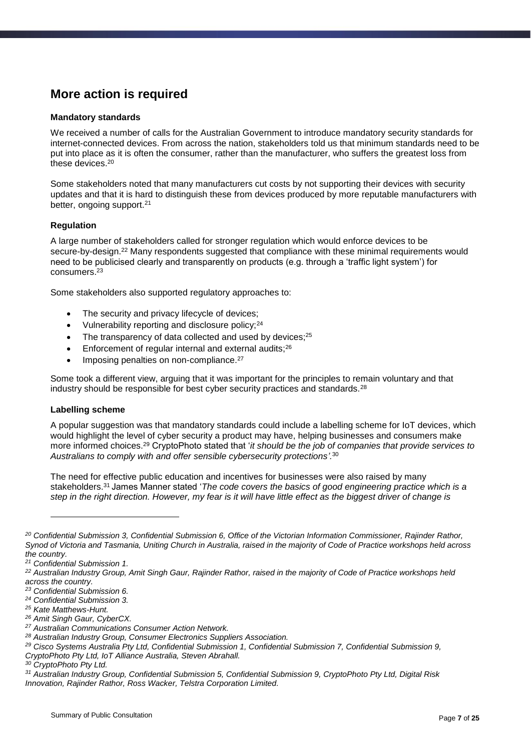## More action is required

### Mandatory standards

We received a number of calls for the Australian Government to introduce mandatory security standards for internet-connected devices. From across the nation, stakeholders told us that minimum standards need to be put into place as it is often the consumer, rather than the manufacturer, who suffers the greatest loss from these devices.[20]

Some stakeholders noted that many manufacturers cut costs by not supporting their devices with security updates and that it is hard to distinguish these from devices produced by more reputable manufacturers with better, ongoing support.[21]

### Regulation

A large number of stakeholders called for stronger regulation which would enforce devices to be secure-by-design.[22] Many respondents suggested that compliance with these minimal requirements would need to be publicised clearly and transparently on products (e.g. through a 'traffic light system') for consumers.[23]

Some stakeholders also supported regulatory approaches to:

- The security and privacy lifecycle of devices;
- Vulnerability reporting and disclosure policy;[24]
- The transparency of data collected and used by devices;[25]
- Enforcement of regular internal and external audits;[26]
- Imposing penalties on non-compliance.[27]

Some took a different view, arguing that it was important for the principles to remain voluntary and that industry should be responsible for best cyber security practices and standards.[28]

### Labelling scheme

A popular suggestion was that mandatory standards could include a labelling scheme for IoT devices, which would highlight the level of cyber security a product may have, helping businesses and consumers make more informed choices.[29] CryptoPhoto stated that '*it should be the job of companies that provide services to Australians to comply with and offer sensible cybersecurity protections'*.[30]

The need for effective public education and incentives for businesses were also raised by many stakeholders.[31] James Manner stated '*The code covers the basics of good engineering practice which is a step in the right direction. However, my fear is it will have little effect as the biggest driver of change is*

---

*[20] Confidential Submission 3, Confidential Submission 6, Office of the Victorian Information Commissioner, Rajinder Rathor, Synod of Victoria and Tasmania, Uniting Church in Australia, raised in the majority of Code of Practice workshops held across the country.*

*[21] Confidential Submission 1.*

*[22] Australian Industry Group, Amit Singh Gaur, Rajinder Rathor, raised in the majority of Code of Practice workshops held across the country.*

*[23] Confidential Submission 6.*

*[24] Confidential Submission 3.*

*[25] Kate Matthews-Hunt.*

*[26] Amit Singh Gaur, CyberCX.*

*[27] Australian Communications Consumer Action Network.*

*[28] Australian Industry Group, Consumer Electronics Suppliers Association.*

*[29] Cisco Systems Australia Pty Ltd, Confidential Submission 1, Confidential Submission 7, Confidential Submission 9, CryptoPhoto Pty Ltd, IoT Alliance Australia, Steven Abrahall.*

*[30] CryptoPhoto Pty Ltd.*

*[31] Australian Industry Group, Confidential Submission 5, Confidential Submission 9, CryptoPhoto Pty Ltd, Digital Risk Innovation, Rajinder Rathor, Ross Wacker, Telstra Corporation Limited.*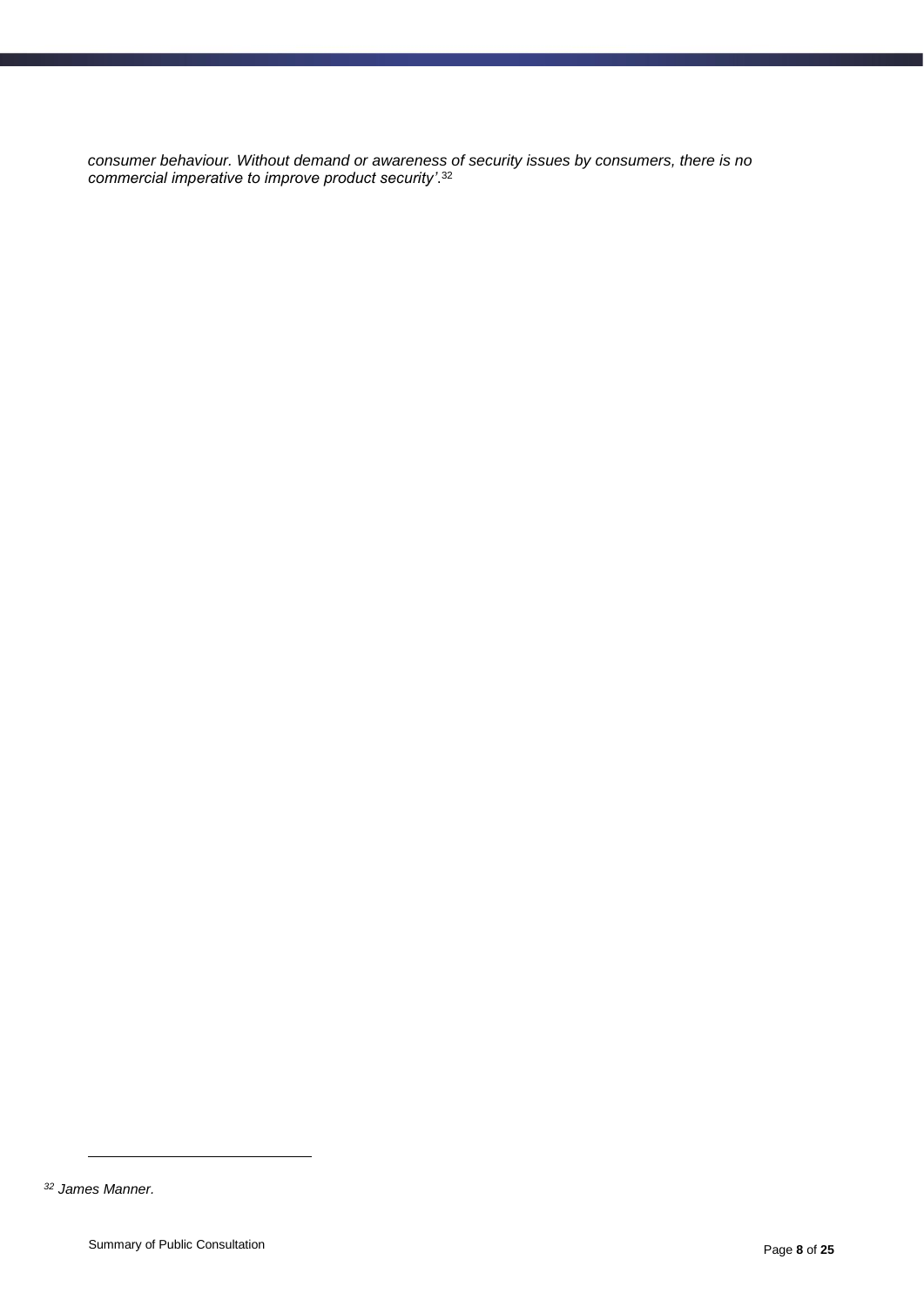*consumer behaviour. Without demand or awareness of security issues by consumers, there is no commercial imperative to improve product security'*.[32]

---

[32] *James Manner.*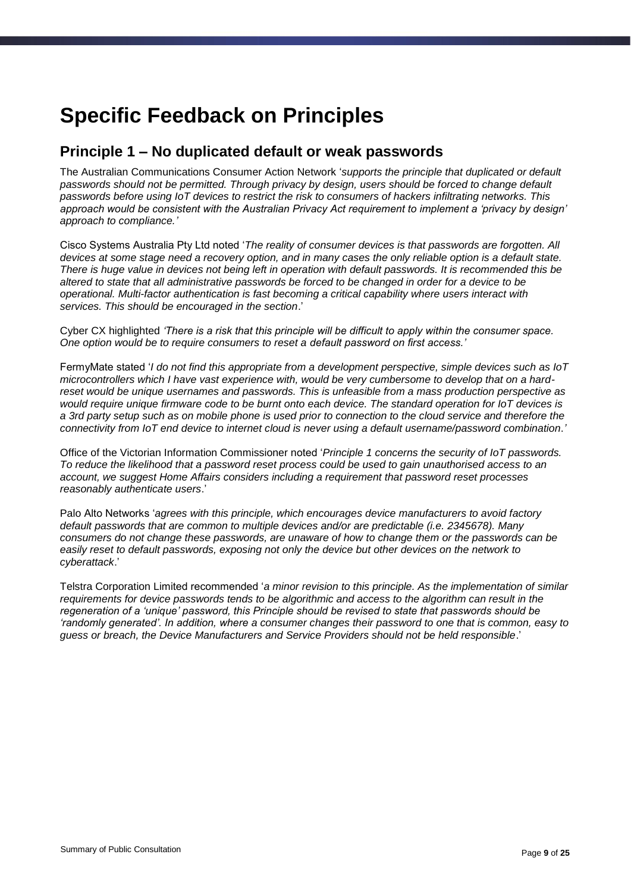# Specific Feedback on Principles

## Principle 1 – No duplicated default or weak passwords

The Australian Communications Consumer Action Network '*supports the principle that duplicated or default passwords should not be permitted. Through privacy by design, users should be forced to change default passwords before using IoT devices to restrict the risk to consumers of hackers infiltrating networks. This approach would be consistent with the Australian Privacy Act requirement to implement a 'privacy by design' approach to compliance.'*

Cisco Systems Australia Pty Ltd noted '*The reality of consumer devices is that passwords are forgotten. All devices at some stage need a recovery option, and in many cases the only reliable option is a default state. There is huge value in devices not being left in operation with default passwords. It is recommended this be altered to state that all administrative passwords be forced to be changed in order for a device to be operational. Multi-factor authentication is fast becoming a critical capability where users interact with services. This should be encouraged in the section*.'

Cyber CX highlighted *'There is a risk that this principle will be difficult to apply within the consumer space. One option would be to require consumers to reset a default password on first access.'*

FermyMate stated '*I do not find this appropriate from a development perspective, simple devices such as IoT microcontrollers which I have vast experience with, would be very cumbersome to develop that on a hard-reset would be unique usernames and passwords. This is unfeasible from a mass production perspective as would require unique firmware code to be burnt onto each device. The standard operation for IoT devices is a 3rd party setup such as on mobile phone is used prior to connection to the cloud service and therefore the connectivity from IoT end device to internet cloud is never using a default username/password combination*.'

Office of the Victorian Information Commissioner noted '*Principle 1 concerns the security of IoT passwords. To reduce the likelihood that a password reset process could be used to gain unauthorised access to an account, we suggest Home Affairs considers including a requirement that password reset processes reasonably authenticate users*.'

Palo Alto Networks '*agrees with this principle, which encourages device manufacturers to avoid factory default passwords that are common to multiple devices and/or are predictable (i.e. 2345678). Many consumers do not change these passwords, are unaware of how to change them or the passwords can be easily reset to default passwords, exposing not only the device but other devices on the network to cyberattack*.'

Telstra Corporation Limited recommended '*a minor revision to this principle. As the implementation of similar requirements for device passwords tends to be algorithmic and access to the algorithm can result in the regeneration of a 'unique' password, this Principle should be revised to state that passwords should be 'randomly generated'. In addition, where a consumer changes their password to one that is common, easy to guess or breach, the Device Manufacturers and Service Providers should not be held responsible*.'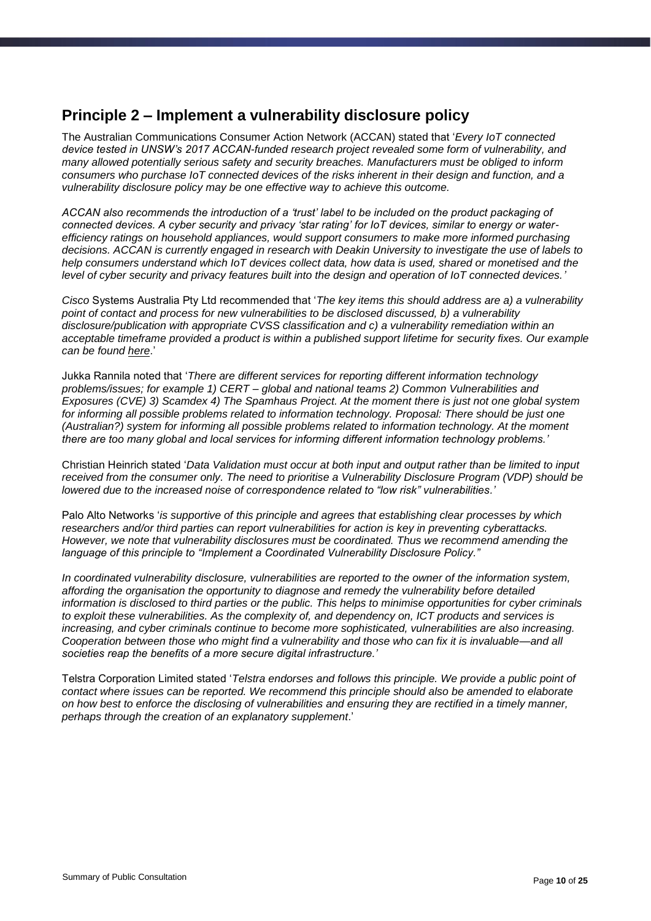## Principle 2 – Implement a vulnerability disclosure policy

The Australian Communications Consumer Action Network (ACCAN) stated that '*Every IoT connected device tested in UNSW's 2017 ACCAN-funded research project revealed some form of vulnerability, and many allowed potentially serious safety and security breaches. Manufacturers must be obliged to inform consumers who purchase IoT connected devices of the risks inherent in their design and function, and a vulnerability disclosure policy may be one effective way to achieve this outcome.*

*ACCAN also recommends the introduction of a 'trust' label to be included on the product packaging of connected devices. A cyber security and privacy 'star rating' for IoT devices, similar to energy or water-efficiency ratings on household appliances, would support consumers to make more informed purchasing decisions. ACCAN is currently engaged in research with Deakin University to investigate the use of labels to help consumers understand which IoT devices collect data, how data is used, shared or monetised and the level of cyber security and privacy features built into the design and operation of IoT connected devices.'*

*Cisco* Systems Australia Pty Ltd recommended that '*The key items this should address are a) a vulnerability point of contact and process for new vulnerabilities to be disclosed discussed, b) a vulnerability disclosure/publication with appropriate CVSS classification and c) a vulnerability remediation within an acceptable timeframe provided a product is within a published support lifetime for security fixes. Our example can be found here*.'

Jukka Rannila noted that '*There are different services for reporting different information technology problems/issues; for example 1) CERT – global and national teams 2) Common Vulnerabilities and Exposures (CVE) 3) Scamdex 4) The Spamhaus Project. At the moment there is just not one global system for informing all possible problems related to information technology. Proposal: There should be just one (Australian?) system for informing all possible problems related to information technology. At the moment there are too many global and local services for informing different information technology problems.'*

Christian Heinrich stated '*Data Validation must occur at both input and output rather than be limited to input received from the consumer only. The need to prioritise a Vulnerability Disclosure Program (VDP) should be lowered due to the increased noise of correspondence related to "low risk" vulnerabilities.'*

Palo Alto Networks '*is supportive of this principle and agrees that establishing clear processes by which researchers and/or third parties can report vulnerabilities for action is key in preventing cyberattacks. However, we note that vulnerability disclosures must be coordinated. Thus we recommend amending the language of this principle to "Implement a Coordinated Vulnerability Disclosure Policy."*

*In coordinated vulnerability disclosure, vulnerabilities are reported to the owner of the information system, affording the organisation the opportunity to diagnose and remedy the vulnerability before detailed information is disclosed to third parties or the public. This helps to minimise opportunities for cyber criminals to exploit these vulnerabilities. As the complexity of, and dependency on, ICT products and services is increasing, and cyber criminals continue to become more sophisticated, vulnerabilities are also increasing. Cooperation between those who might find a vulnerability and those who can fix it is invaluable—and all societies reap the benefits of a more secure digital infrastructure.'*

Telstra Corporation Limited stated '*Telstra endorses and follows this principle. We provide a public point of contact where issues can be reported. We recommend this principle should also be amended to elaborate on how best to enforce the disclosing of vulnerabilities and ensuring they are rectified in a timely manner, perhaps through the creation of an explanatory supplement*.'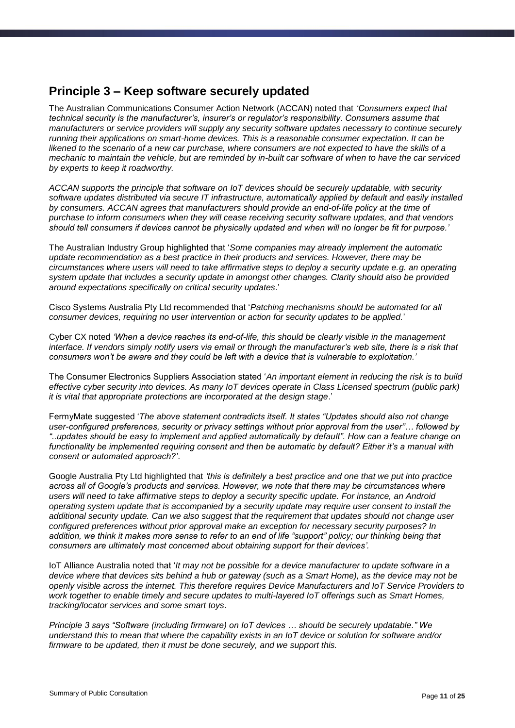## Principle 3 – Keep software securely updated

The Australian Communications Consumer Action Network (ACCAN) noted that *'Consumers expect that technical security is the manufacturer's, insurer's or regulator's responsibility. Consumers assume that manufacturers or service providers will supply any security software updates necessary to continue securely running their applications on smart-home devices. This is a reasonable consumer expectation. It can be likened to the scenario of a new car purchase, where consumers are not expected to have the skills of a mechanic to maintain the vehicle, but are reminded by in-built car software of when to have the car serviced by experts to keep it roadworthy.*

*ACCAN supports the principle that software on IoT devices should be securely updatable, with security software updates distributed via secure IT infrastructure, automatically applied by default and easily installed by consumers. ACCAN agrees that manufacturers should provide an end-of-life policy at the time of purchase to inform consumers when they will cease receiving security software updates, and that vendors should tell consumers if devices cannot be physically updated and when will no longer be fit for purpose.'*

The Australian Industry Group highlighted that '*Some companies may already implement the automatic update recommendation as a best practice in their products and services. However, there may be circumstances where users will need to take affirmative steps to deploy a security update e.g. an operating system update that includes a security update in amongst other changes. Clarity should also be provided around expectations specifically on critical security updates*.'

Cisco Systems Australia Pty Ltd recommended that '*Patching mechanisms should be automated for all consumer devices, requiring no user intervention or action for security updates to be applied.*'

Cyber CX noted *'When a device reaches its end-of-life, this should be clearly visible in the management interface. If vendors simply notify users via email or through the manufacturer's web site, there is a risk that consumers won't be aware and they could be left with a device that is vulnerable to exploitation.'*

The Consumer Electronics Suppliers Association stated '*An important element in reducing the risk is to build effective cyber security into devices. As many IoT devices operate in Class Licensed spectrum (public park) it is vital that appropriate protections are incorporated at the design stage*.'

FermyMate suggested '*The above statement contradicts itself. It states "Updates should also not change user-configured preferences, security or privacy settings without prior approval from the user"… followed by "..updates should be easy to implement and applied automatically by default". How can a feature change on functionality be implemented requiring consent and then be automatic by default? Either it's a manual with consent or automated approach?'*.

Google Australia Pty Ltd highlighted that *'this is definitely a best practice and one that we put into practice across all of Google's products and services. However, we note that there may be circumstances where users will need to take affirmative steps to deploy a security specific update. For instance, an Android operating system update that is accompanied by a security update may require user consent to install the additional security update. Can we also suggest that the requirement that updates should not change user configured preferences without prior approval make an exception for necessary security purposes? In addition, we think it makes more sense to refer to an end of life "support" policy; our thinking being that consumers are ultimately most concerned about obtaining support for their devices'.*

IoT Alliance Australia noted that '*It may not be possible for a device manufacturer to update software in a device where that devices sits behind a hub or gateway (such as a Smart Home), as the device may not be openly visible across the internet. This therefore requires Device Manufacturers and IoT Service Providers to work together to enable timely and secure updates to multi-layered IoT offerings such as Smart Homes, tracking/locator services and some smart toys*.

*Principle 3 says "Software (including firmware) on IoT devices … should be securely updatable." We understand this to mean that where the capability exists in an IoT device or solution for software and/or firmware to be updated, then it must be done securely, and we support this.*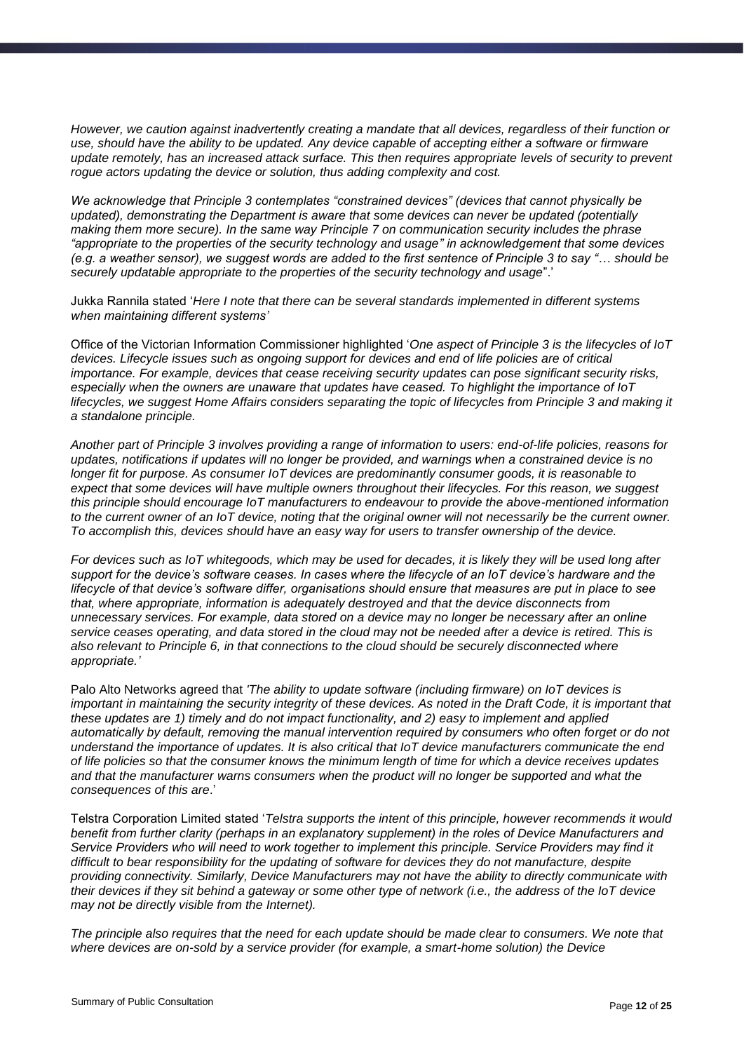*However, we caution against inadvertently creating a mandate that all devices, regardless of their function or use, should have the ability to be updated. Any device capable of accepting either a software or firmware update remotely, has an increased attack surface. This then requires appropriate levels of security to prevent rogue actors updating the device or solution, thus adding complexity and cost.*

*We acknowledge that Principle 3 contemplates "constrained devices" (devices that cannot physically be updated), demonstrating the Department is aware that some devices can never be updated (potentially making them more secure). In the same way Principle 7 on communication security includes the phrase "appropriate to the properties of the security technology and usage" in acknowledgement that some devices (e.g. a weather sensor), we suggest words are added to the first sentence of Principle 3 to say "… should be securely updatable appropriate to the properties of the security technology and usage*".'

Jukka Rannila stated '*Here I note that there can be several standards implemented in different systems when maintaining different systems'*

Office of the Victorian Information Commissioner highlighted '*One aspect of Principle 3 is the lifecycles of IoT devices. Lifecycle issues such as ongoing support for devices and end of life policies are of critical importance. For example, devices that cease receiving security updates can pose significant security risks, especially when the owners are unaware that updates have ceased. To highlight the importance of IoT lifecycles, we suggest Home Affairs considers separating the topic of lifecycles from Principle 3 and making it a standalone principle.*

*Another part of Principle 3 involves providing a range of information to users: end-of-life policies, reasons for updates, notifications if updates will no longer be provided, and warnings when a constrained device is no longer fit for purpose. As consumer IoT devices are predominantly consumer goods, it is reasonable to expect that some devices will have multiple owners throughout their lifecycles. For this reason, we suggest this principle should encourage IoT manufacturers to endeavour to provide the above-mentioned information to the current owner of an IoT device, noting that the original owner will not necessarily be the current owner. To accomplish this, devices should have an easy way for users to transfer ownership of the device.*

*For devices such as IoT whitegoods, which may be used for decades, it is likely they will be used long after support for the device's software ceases. In cases where the lifecycle of an IoT device's hardware and the lifecycle of that device's software differ, organisations should ensure that measures are put in place to see that, where appropriate, information is adequately destroyed and that the device disconnects from unnecessary services. For example, data stored on a device may no longer be necessary after an online service ceases operating, and data stored in the cloud may not be needed after a device is retired. This is also relevant to Principle 6, in that connections to the cloud should be securely disconnected where appropriate.'*

Palo Alto Networks agreed that *'The ability to update software (including firmware) on IoT devices is important in maintaining the security integrity of these devices. As noted in the Draft Code, it is important that these updates are 1) timely and do not impact functionality, and 2) easy to implement and applied automatically by default, removing the manual intervention required by consumers who often forget or do not understand the importance of updates. It is also critical that IoT device manufacturers communicate the end of life policies so that the consumer knows the minimum length of time for which a device receives updates and that the manufacturer warns consumers when the product will no longer be supported and what the consequences of this are*.'

Telstra Corporation Limited stated '*Telstra supports the intent of this principle, however recommends it would benefit from further clarity (perhaps in an explanatory supplement) in the roles of Device Manufacturers and Service Providers who will need to work together to implement this principle. Service Providers may find it difficult to bear responsibility for the updating of software for devices they do not manufacture, despite providing connectivity. Similarly, Device Manufacturers may not have the ability to directly communicate with their devices if they sit behind a gateway or some other type of network (i.e., the address of the IoT device may not be directly visible from the Internet).*

*The principle also requires that the need for each update should be made clear to consumers. We note that where devices are on-sold by a service provider (for example, a smart-home solution) the Device*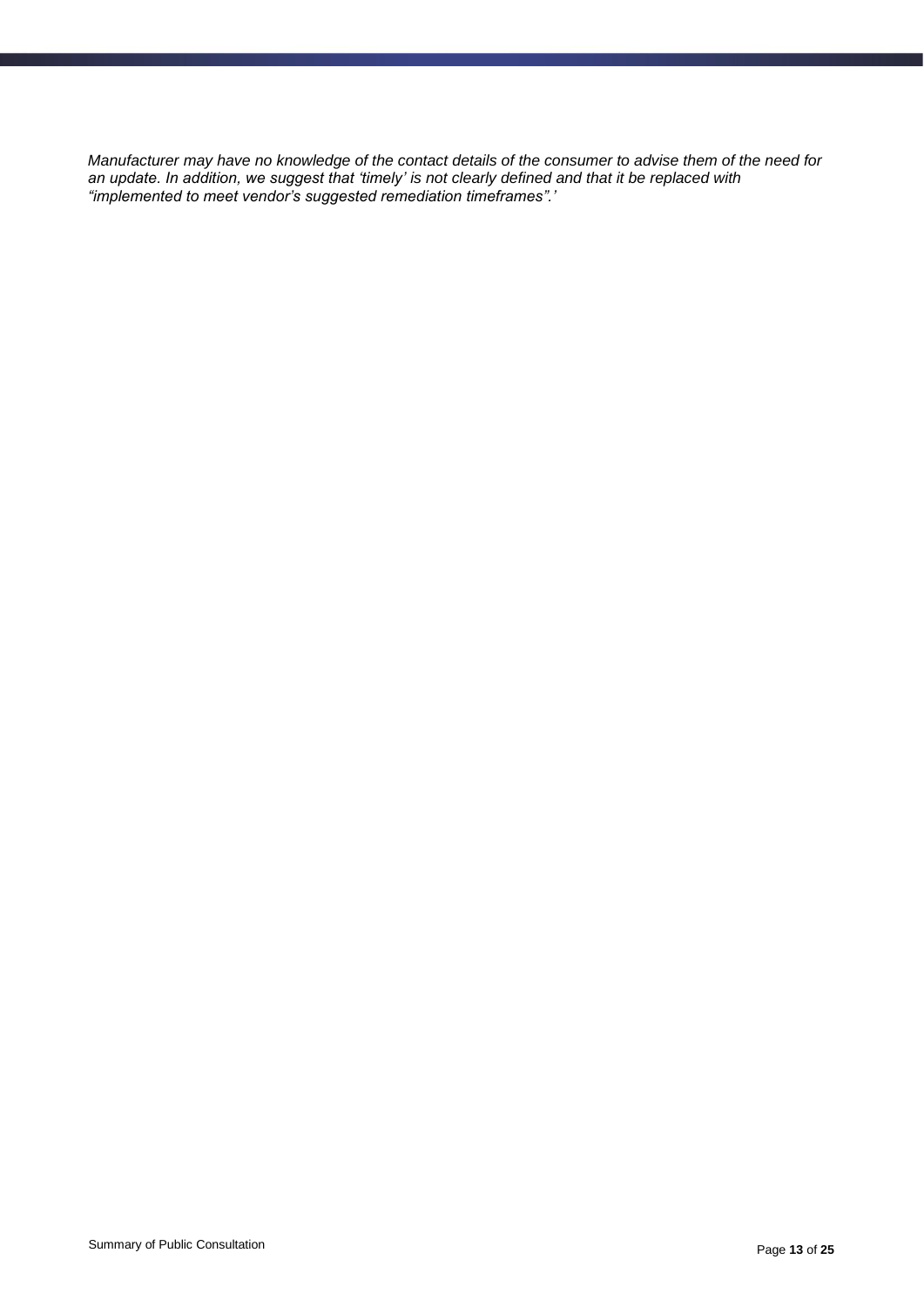*Manufacturer may have no knowledge of the contact details of the consumer to advise them of the need for an update. In addition, we suggest that 'timely' is not clearly defined and that it be replaced with "implemented to meet vendor's suggested remediation timeframes".'*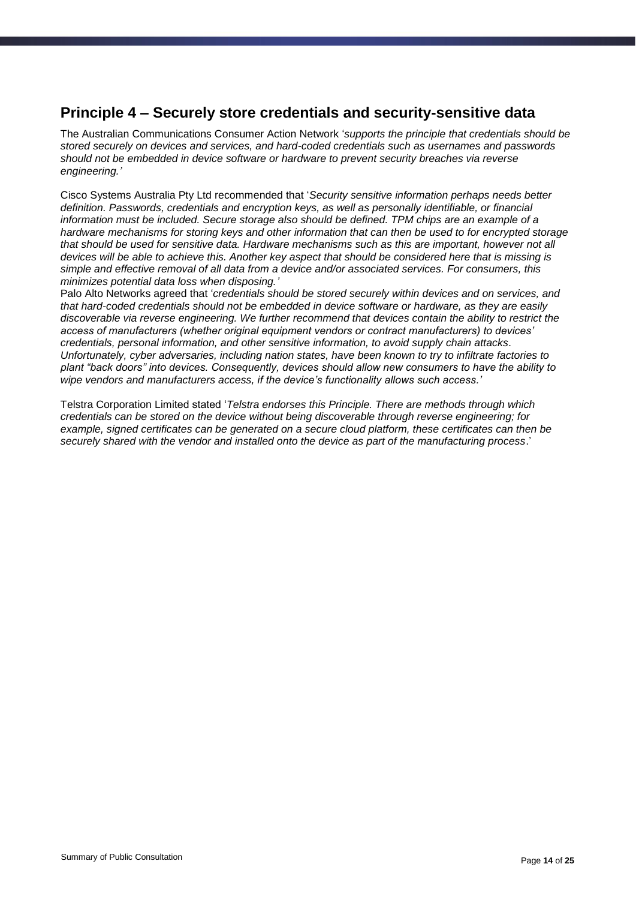## Principle 4 – Securely store credentials and security-sensitive data

The Australian Communications Consumer Action Network '*supports the principle that credentials should be stored securely on devices and services, and hard-coded credentials such as usernames and passwords should not be embedded in device software or hardware to prevent security breaches via reverse engineering.'*

Cisco Systems Australia Pty Ltd recommended that '*Security sensitive information perhaps needs better definition. Passwords, credentials and encryption keys, as well as personally identifiable, or financial information must be included. Secure storage also should be defined. TPM chips are an example of a hardware mechanisms for storing keys and other information that can then be used to for encrypted storage that should be used for sensitive data. Hardware mechanisms such as this are important, however not all devices will be able to achieve this. Another key aspect that should be considered here that is missing is simple and effective removal of all data from a device and/or associated services. For consumers, this minimizes potential data loss when disposing.'*

Palo Alto Networks agreed that '*credentials should be stored securely within devices and on services, and that hard-coded credentials should not be embedded in device software or hardware, as they are easily discoverable via reverse engineering. We further recommend that devices contain the ability to restrict the access of manufacturers (whether original equipment vendors or contract manufacturers) to devices' credentials, personal information, and other sensitive information, to avoid supply chain attacks. Unfortunately, cyber adversaries, including nation states, have been known to try to infiltrate factories to plant "back doors" into devices. Consequently, devices should allow new consumers to have the ability to wipe vendors and manufacturers access, if the device's functionality allows such access.'*

Telstra Corporation Limited stated '*Telstra endorses this Principle. There are methods through which credentials can be stored on the device without being discoverable through reverse engineering; for example, signed certificates can be generated on a secure cloud platform, these certificates can then be securely shared with the vendor and installed onto the device as part of the manufacturing process*.'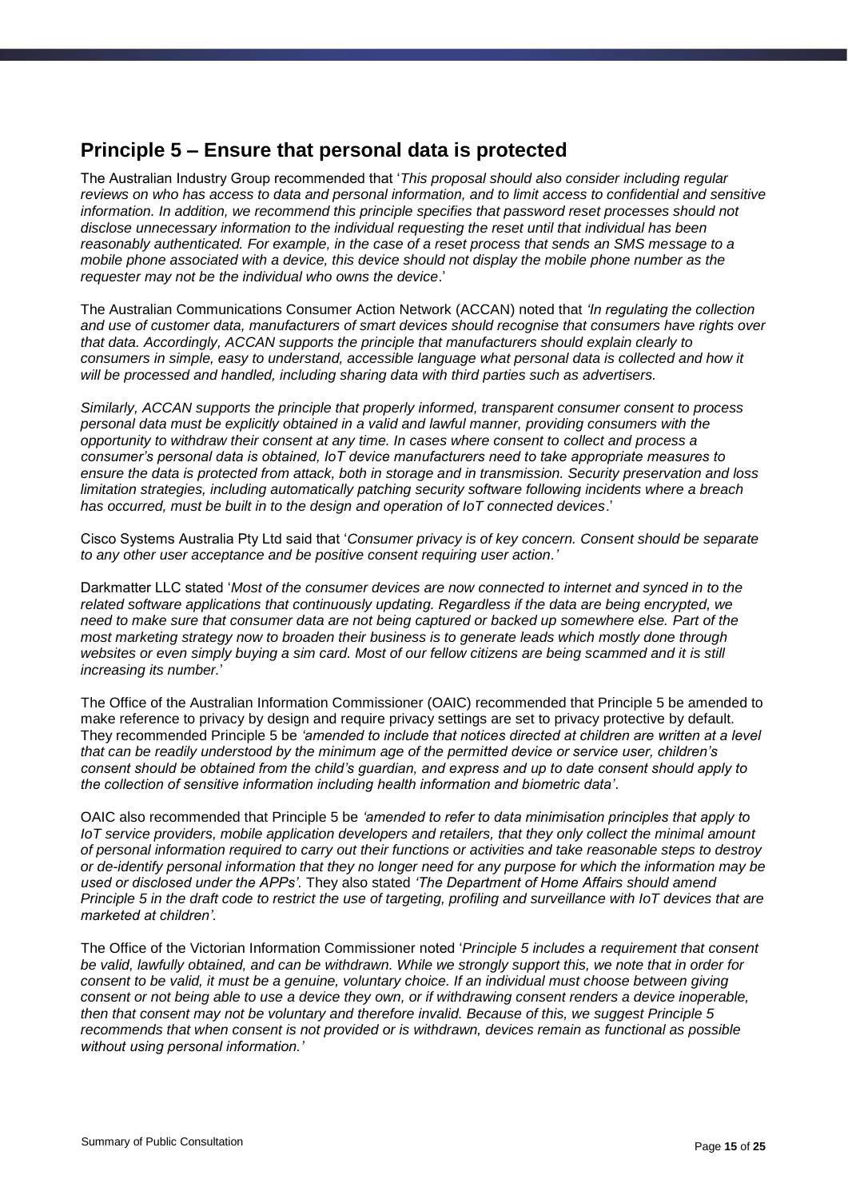## Principle 5 – Ensure that personal data is protected

The Australian Industry Group recommended that '*This proposal should also consider including regular reviews on who has access to data and personal information, and to limit access to confidential and sensitive information. In addition, we recommend this principle specifies that password reset processes should not disclose unnecessary information to the individual requesting the reset until that individual has been reasonably authenticated. For example, in the case of a reset process that sends an SMS message to a mobile phone associated with a device, this device should not display the mobile phone number as the requester may not be the individual who owns the device*.'

The Australian Communications Consumer Action Network (ACCAN) noted that *'In regulating the collection and use of customer data, manufacturers of smart devices should recognise that consumers have rights over that data. Accordingly, ACCAN supports the principle that manufacturers should explain clearly to consumers in simple, easy to understand, accessible language what personal data is collected and how it will be processed and handled, including sharing data with third parties such as advertisers.*

*Similarly, ACCAN supports the principle that properly informed, transparent consumer consent to process personal data must be explicitly obtained in a valid and lawful manner, providing consumers with the opportunity to withdraw their consent at any time. In cases where consent to collect and process a consumer's personal data is obtained, IoT device manufacturers need to take appropriate measures to ensure the data is protected from attack, both in storage and in transmission. Security preservation and loss limitation strategies, including automatically patching security software following incidents where a breach has occurred, must be built in to the design and operation of IoT connected devices*.'

Cisco Systems Australia Pty Ltd said that '*Consumer privacy is of key concern. Consent should be separate to any other user acceptance and be positive consent requiring user action.'*

Darkmatter LLC stated '*Most of the consumer devices are now connected to internet and synced in to the related software applications that continuously updating. Regardless if the data are being encrypted, we need to make sure that consumer data are not being captured or backed up somewhere else. Part of the most marketing strategy now to broaden their business is to generate leads which mostly done through websites or even simply buying a sim card. Most of our fellow citizens are being scammed and it is still increasing its number.*'

The Office of the Australian Information Commissioner (OAIC) recommended that Principle 5 be amended to make reference to privacy by design and require privacy settings are set to privacy protective by default. They recommended Principle 5 be *'amended to include that notices directed at children are written at a level that can be readily understood by the minimum age of the permitted device or service user, children's consent should be obtained from the child's guardian, and express and up to date consent should apply to the collection of sensitive information including health information and biometric data'*.

OAIC also recommended that Principle 5 be *'amended to refer to data minimisation principles that apply to IoT service providers, mobile application developers and retailers, that they only collect the minimal amount of personal information required to carry out their functions or activities and take reasonable steps to destroy or de-identify personal information that they no longer need for any purpose for which the information may be used or disclosed under the APPs'*. They also stated *'The Department of Home Affairs should amend Principle 5 in the draft code to restrict the use of targeting, profiling and surveillance with IoT devices that are marketed at children'*.

The Office of the Victorian Information Commissioner noted '*Principle 5 includes a requirement that consent be valid, lawfully obtained, and can be withdrawn. While we strongly support this, we note that in order for consent to be valid, it must be a genuine, voluntary choice. If an individual must choose between giving consent or not being able to use a device they own, or if withdrawing consent renders a device inoperable, then that consent may not be voluntary and therefore invalid. Because of this, we suggest Principle 5 recommends that when consent is not provided or is withdrawn, devices remain as functional as possible without using personal information.'*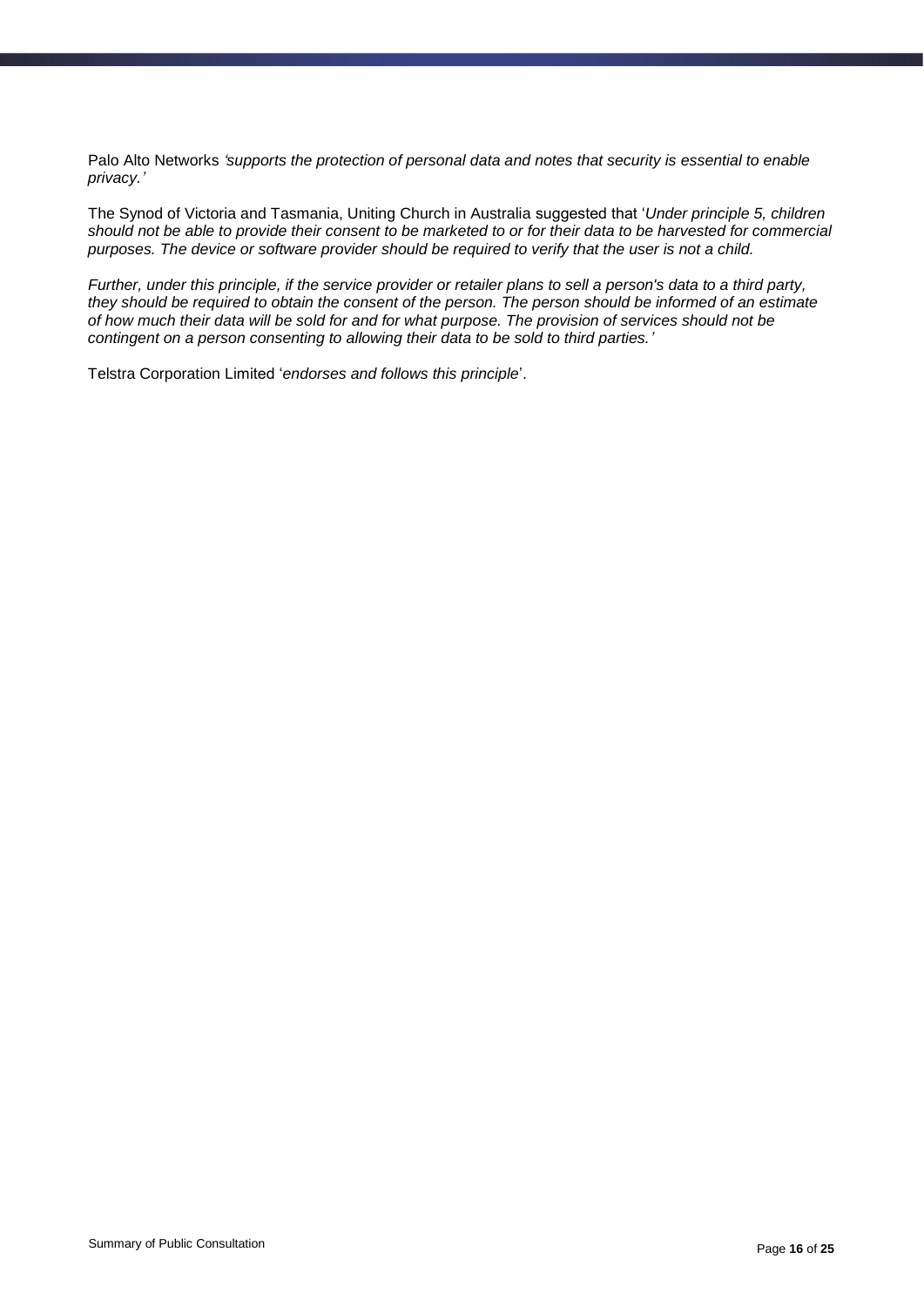Palo Alto Networks *'supports the protection of personal data and notes that security is essential to enable privacy.'*

The Synod of Victoria and Tasmania, Uniting Church in Australia suggested that '*Under principle 5, children should not be able to provide their consent to be marketed to or for their data to be harvested for commercial purposes. The device or software provider should be required to verify that the user is not a child.*

*Further, under this principle, if the service provider or retailer plans to sell a person's data to a third party, they should be required to obtain the consent of the person. The person should be informed of an estimate of how much their data will be sold for and for what purpose. The provision of services should not be contingent on a person consenting to allowing their data to be sold to third parties.'*

Telstra Corporation Limited '*endorses and follows this principle*'.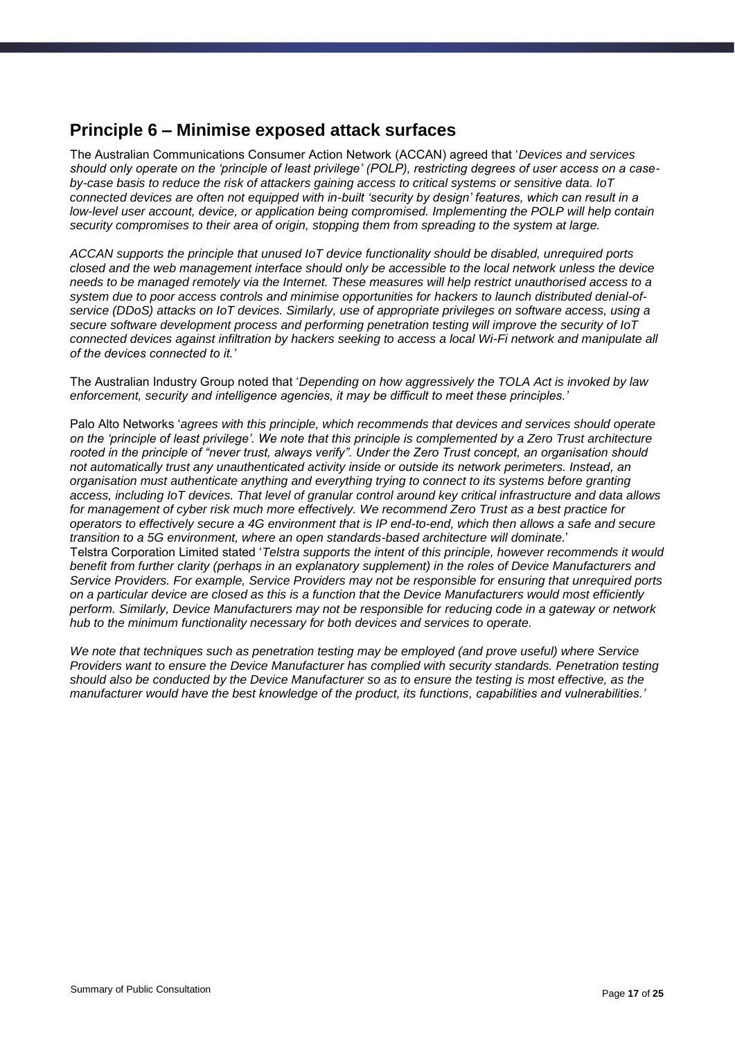## Principle 6 – Minimise exposed attack surfaces

The Australian Communications Consumer Action Network (ACCAN) agreed that '*Devices and services should only operate on the 'principle of least privilege' (POLP), restricting degrees of user access on a case-by-case basis to reduce the risk of attackers gaining access to critical systems or sensitive data. IoT connected devices are often not equipped with in-built 'security by design' features, which can result in a low-level user account, device, or application being compromised. Implementing the POLP will help contain security compromises to their area of origin, stopping them from spreading to the system at large.*

*ACCAN supports the principle that unused IoT device functionality should be disabled, unrequired ports closed and the web management interface should only be accessible to the local network unless the device needs to be managed remotely via the Internet. These measures will help restrict unauthorised access to a system due to poor access controls and minimise opportunities for hackers to launch distributed denial-of-service (DDoS) attacks on IoT devices. Similarly, use of appropriate privileges on software access, using a secure software development process and performing penetration testing will improve the security of IoT connected devices against infiltration by hackers seeking to access a local Wi-Fi network and manipulate all of the devices connected to it.'*

The Australian Industry Group noted that '*Depending on how aggressively the TOLA Act is invoked by law enforcement, security and intelligence agencies, it may be difficult to meet these principles.'*

Palo Alto Networks '*agrees with this principle, which recommends that devices and services should operate on the 'principle of least privilege'. We note that this principle is complemented by a Zero Trust architecture rooted in the principle of "never trust, always verify". Under the Zero Trust concept, an organisation should not automatically trust any unauthenticated activity inside or outside its network perimeters. Instead, an organisation must authenticate anything and everything trying to connect to its systems before granting access, including IoT devices. That level of granular control around key critical infrastructure and data allows for management of cyber risk much more effectively. We recommend Zero Trust as a best practice for operators to effectively secure a 4G environment that is IP end-to-end, which then allows a safe and secure transition to a 5G environment, where an open standards-based architecture will dominate.*'

Telstra Corporation Limited stated '*Telstra supports the intent of this principle, however recommends it would benefit from further clarity (perhaps in an explanatory supplement) in the roles of Device Manufacturers and Service Providers. For example, Service Providers may not be responsible for ensuring that unrequired ports on a particular device are closed as this is a function that the Device Manufacturers would most efficiently perform. Similarly, Device Manufacturers may not be responsible for reducing code in a gateway or network hub to the minimum functionality necessary for both devices and services to operate.*

*We note that techniques such as penetration testing may be employed (and prove useful) where Service Providers want to ensure the Device Manufacturer has complied with security standards. Penetration testing should also be conducted by the Device Manufacturer so as to ensure the testing is most effective, as the manufacturer would have the best knowledge of the product, its functions, capabilities and vulnerabilities.'*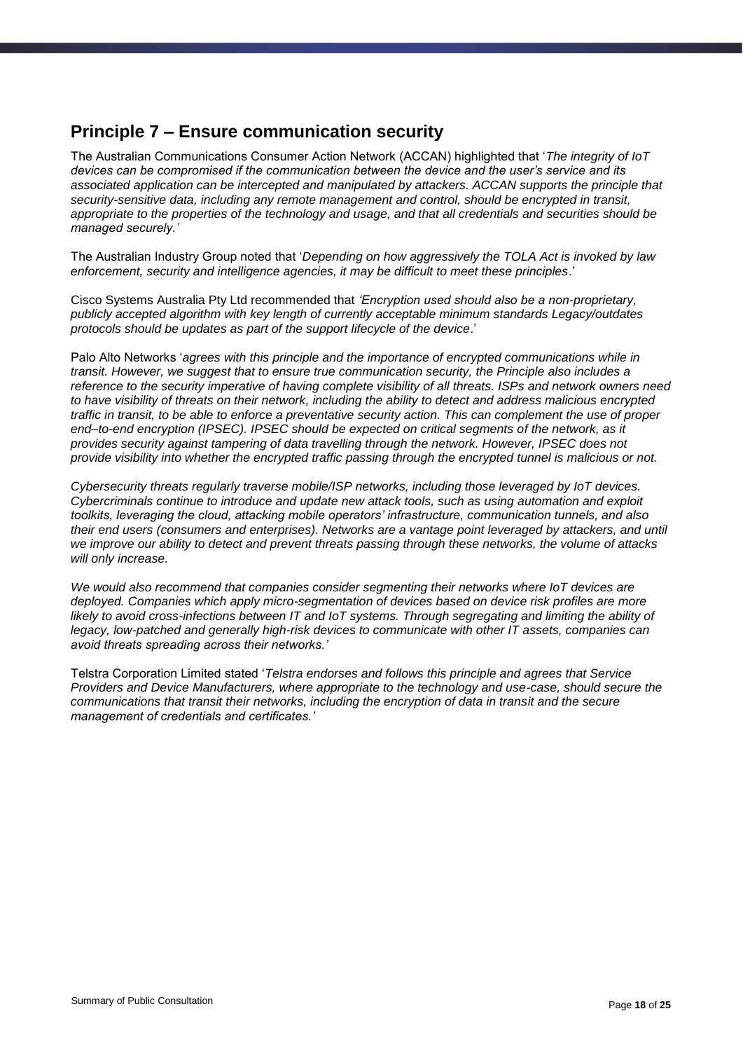## Principle 7 – Ensure communication security

The Australian Communications Consumer Action Network (ACCAN) highlighted that '*The integrity of IoT devices can be compromised if the communication between the device and the user's service and its associated application can be intercepted and manipulated by attackers. ACCAN supports the principle that security-sensitive data, including any remote management and control, should be encrypted in transit, appropriate to the properties of the technology and usage, and that all credentials and securities should be managed securely.'*

The Australian Industry Group noted that '*Depending on how aggressively the TOLA Act is invoked by law enforcement, security and intelligence agencies, it may be difficult to meet these principles*.'

Cisco Systems Australia Pty Ltd recommended that *'Encryption used should also be a non-proprietary, publicly accepted algorithm with key length of currently acceptable minimum standards Legacy/outdates protocols should be updates as part of the support lifecycle of the device*.'

Palo Alto Networks '*agrees with this principle and the importance of encrypted communications while in transit. However, we suggest that to ensure true communication security, the Principle also includes a reference to the security imperative of having complete visibility of all threats. ISPs and network owners need to have visibility of threats on their network, including the ability to detect and address malicious encrypted traffic in transit, to be able to enforce a preventative security action. This can complement the use of proper end–to-end encryption (IPSEC). IPSEC should be expected on critical segments of the network, as it provides security against tampering of data travelling through the network. However, IPSEC does not provide visibility into whether the encrypted traffic passing through the encrypted tunnel is malicious or not.*

*Cybersecurity threats regularly traverse mobile/ISP networks, including those leveraged by IoT devices. Cybercriminals continue to introduce and update new attack tools, such as using automation and exploit toolkits, leveraging the cloud, attacking mobile operators' infrastructure, communication tunnels, and also their end users (consumers and enterprises). Networks are a vantage point leveraged by attackers, and until we improve our ability to detect and prevent threats passing through these networks, the volume of attacks will only increase.*

*We would also recommend that companies consider segmenting their networks where IoT devices are deployed. Companies which apply micro-segmentation of devices based on device risk profiles are more likely to avoid cross-infections between IT and IoT systems. Through segregating and limiting the ability of legacy, low-patched and generally high-risk devices to communicate with other IT assets, companies can avoid threats spreading across their networks.'*

Telstra Corporation Limited stated '*Telstra endorses and follows this principle and agrees that Service Providers and Device Manufacturers, where appropriate to the technology and use-case, should secure the communications that transit their networks, including the encryption of data in transit and the secure management of credentials and certificates.'*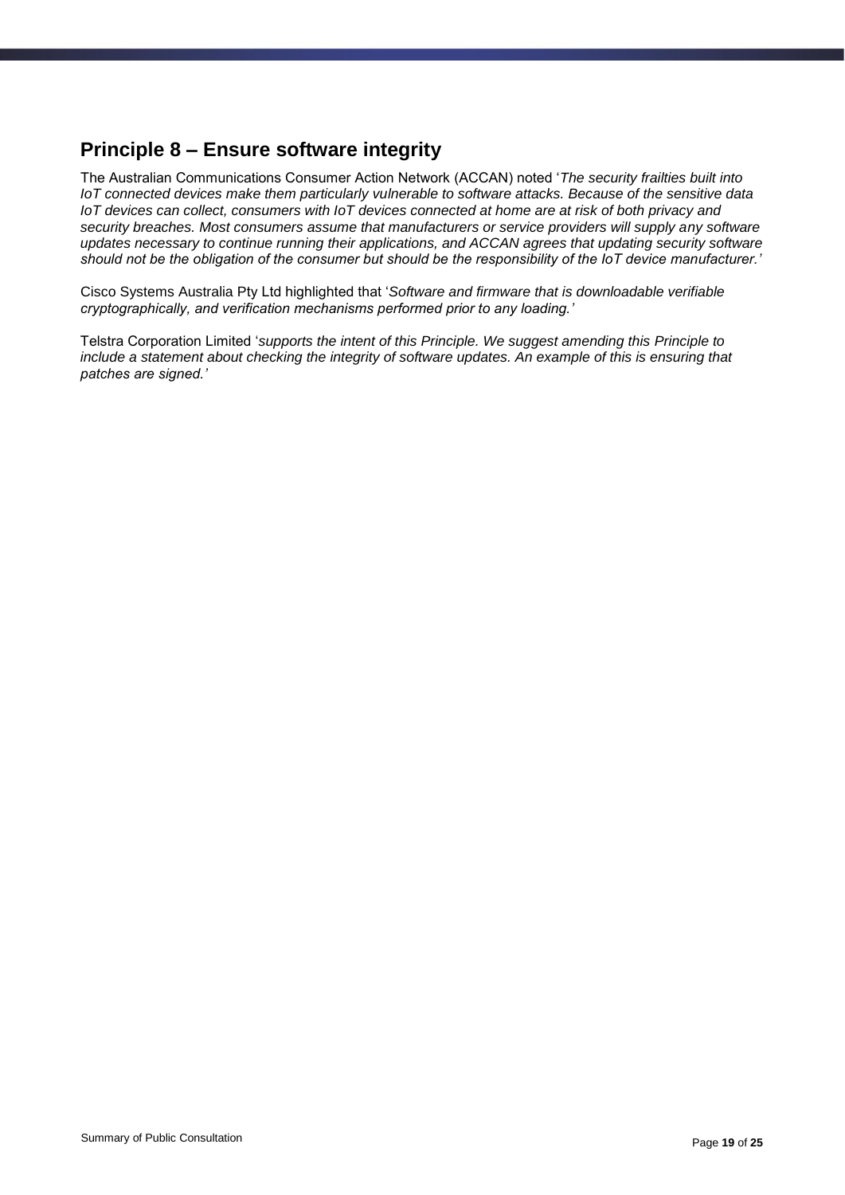## Principle 8 – Ensure software integrity

The Australian Communications Consumer Action Network (ACCAN) noted '*The security frailties built into IoT connected devices make them particularly vulnerable to software attacks. Because of the sensitive data IoT devices can collect, consumers with IoT devices connected at home are at risk of both privacy and security breaches. Most consumers assume that manufacturers or service providers will supply any software updates necessary to continue running their applications, and ACCAN agrees that updating security software should not be the obligation of the consumer but should be the responsibility of the IoT device manufacturer.*'

Cisco Systems Australia Pty Ltd highlighted that '*Software and firmware that is downloadable verifiable cryptographically, and verification mechanisms performed prior to any loading.*'

Telstra Corporation Limited '*supports the intent of this Principle. We suggest amending this Principle to include a statement about checking the integrity of software updates. An example of this is ensuring that patches are signed.*'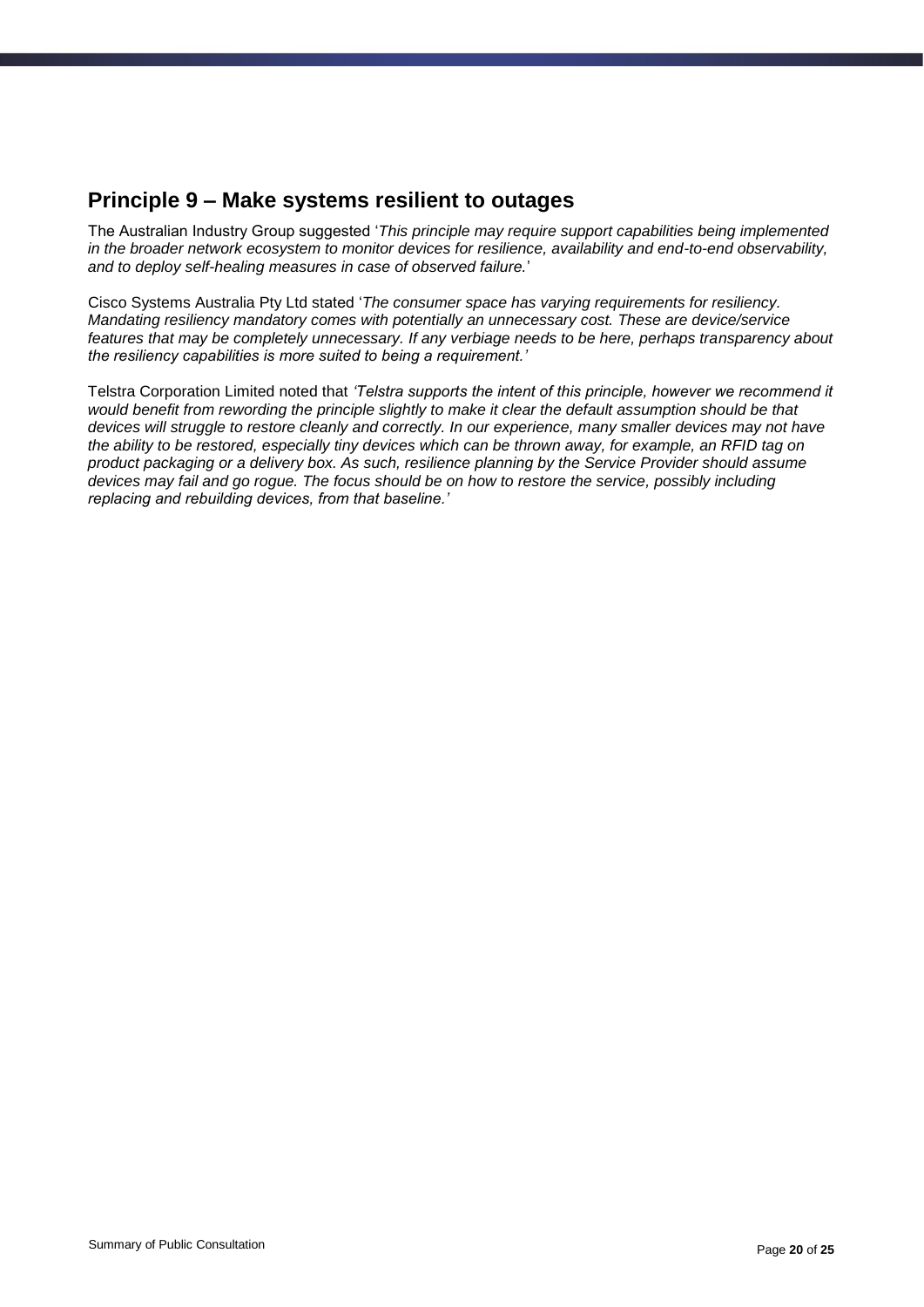## Principle 9 – Make systems resilient to outages

The Australian Industry Group suggested '*This principle may require support capabilities being implemented in the broader network ecosystem to monitor devices for resilience, availability and end-to-end observability, and to deploy self-healing measures in case of observed failure.*'

Cisco Systems Australia Pty Ltd stated '*The consumer space has varying requirements for resiliency. Mandating resiliency mandatory comes with potentially an unnecessary cost. These are device/service features that may be completely unnecessary. If any verbiage needs to be here, perhaps transparency about the resiliency capabilities is more suited to being a requirement.*'

Telstra Corporation Limited noted that *'Telstra supports the intent of this principle, however we recommend it would benefit from rewording the principle slightly to make it clear the default assumption should be that devices will struggle to restore cleanly and correctly. In our experience, many smaller devices may not have the ability to be restored, especially tiny devices which can be thrown away, for example, an RFID tag on product packaging or a delivery box. As such, resilience planning by the Service Provider should assume devices may fail and go rogue. The focus should be on how to restore the service, possibly including replacing and rebuilding devices, from that baseline.'*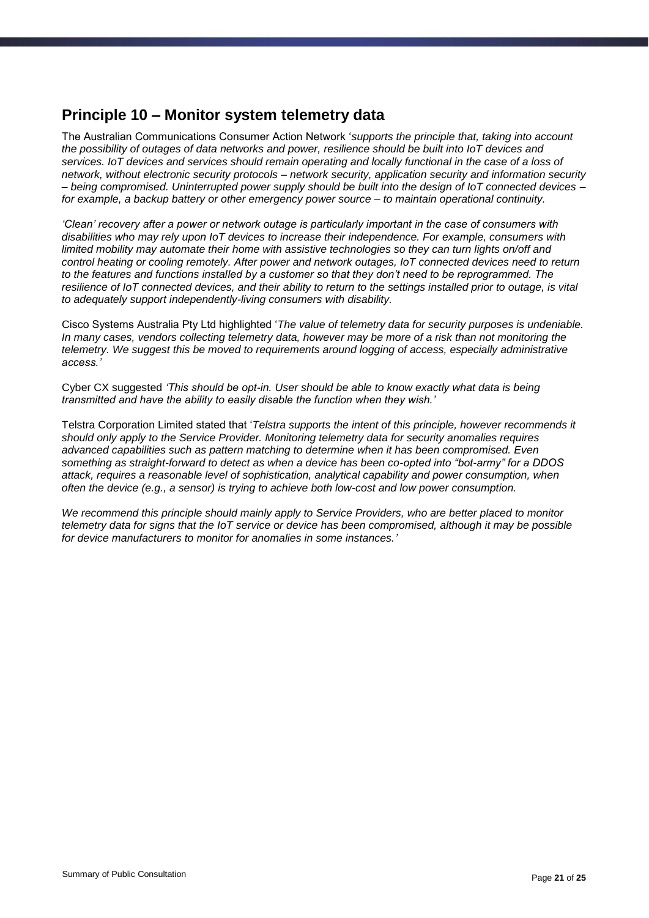## Principle 10 – Monitor system telemetry data

The Australian Communications Consumer Action Network '*supports the principle that, taking into account the possibility of outages of data networks and power, resilience should be built into IoT devices and services. IoT devices and services should remain operating and locally functional in the case of a loss of network, without electronic security protocols – network security, application security and information security – being compromised. Uninterrupted power supply should be built into the design of IoT connected devices – for example, a backup battery or other emergency power source – to maintain operational continuity.*

*'Clean' recovery after a power or network outage is particularly important in the case of consumers with disabilities who may rely upon IoT devices to increase their independence. For example, consumers with limited mobility may automate their home with assistive technologies so they can turn lights on/off and control heating or cooling remotely. After power and network outages, IoT connected devices need to return to the features and functions installed by a customer so that they don't need to be reprogrammed. The resilience of IoT connected devices, and their ability to return to the settings installed prior to outage, is vital to adequately support independently-living consumers with disability.*

Cisco Systems Australia Pty Ltd highlighted '*The value of telemetry data for security purposes is undeniable. In many cases, vendors collecting telemetry data, however may be more of a risk than not monitoring the telemetry. We suggest this be moved to requirements around logging of access, especially administrative access.'*

Cyber CX suggested *'This should be opt-in. User should be able to know exactly what data is being transmitted and have the ability to easily disable the function when they wish.'*

Telstra Corporation Limited stated that '*Telstra supports the intent of this principle, however recommends it should only apply to the Service Provider. Monitoring telemetry data for security anomalies requires advanced capabilities such as pattern matching to determine when it has been compromised. Even something as straight-forward to detect as when a device has been co-opted into "bot-army" for a DDOS attack, requires a reasonable level of sophistication, analytical capability and power consumption, when often the device (e.g., a sensor) is trying to achieve both low-cost and low power consumption.*

*We recommend this principle should mainly apply to Service Providers, who are better placed to monitor telemetry data for signs that the IoT service or device has been compromised, although it may be possible for device manufacturers to monitor for anomalies in some instances.'*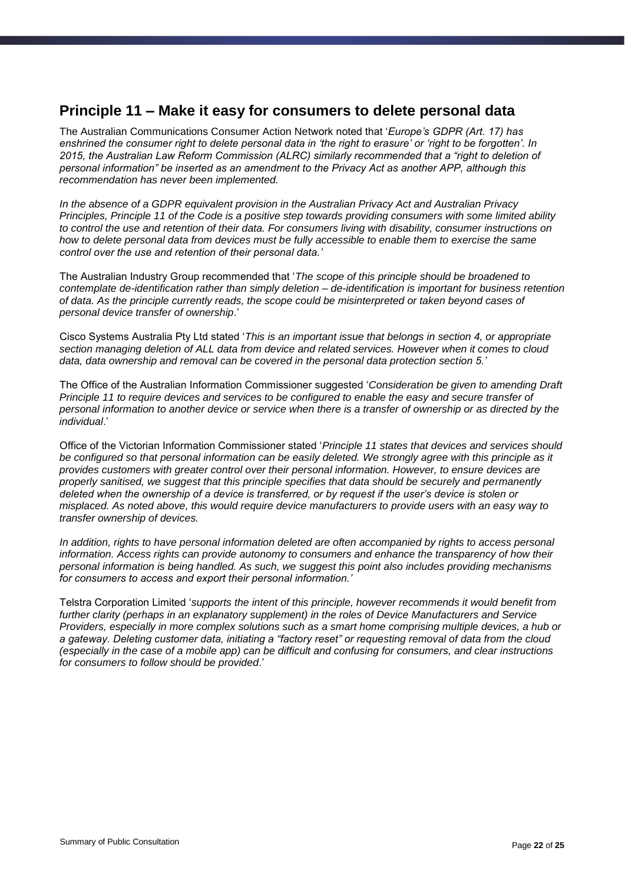## Principle 11 – Make it easy for consumers to delete personal data

The Australian Communications Consumer Action Network noted that '*Europe's GDPR (Art. 17) has enshrined the consumer right to delete personal data in 'the right to erasure' or 'right to be forgotten'. In 2015, the Australian Law Reform Commission (ALRC) similarly recommended that a "right to deletion of personal information" be inserted as an amendment to the Privacy Act as another APP, although this recommendation has never been implemented.*

*In the absence of a GDPR equivalent provision in the Australian Privacy Act and Australian Privacy Principles, Principle 11 of the Code is a positive step towards providing consumers with some limited ability to control the use and retention of their data. For consumers living with disability, consumer instructions on how to delete personal data from devices must be fully accessible to enable them to exercise the same control over the use and retention of their personal data.'*

The Australian Industry Group recommended that '*The scope of this principle should be broadened to contemplate de-identification rather than simply deletion – de-identification is important for business retention of data. As the principle currently reads, the scope could be misinterpreted or taken beyond cases of personal device transfer of ownership*.'

Cisco Systems Australia Pty Ltd stated '*This is an important issue that belongs in section 4, or appropriate section managing deletion of ALL data from device and related services. However when it comes to cloud data, data ownership and removal can be covered in the personal data protection section 5.'*

The Office of the Australian Information Commissioner suggested '*Consideration be given to amending Draft Principle 11 to require devices and services to be configured to enable the easy and secure transfer of personal information to another device or service when there is a transfer of ownership or as directed by the individual*.'

Office of the Victorian Information Commissioner stated '*Principle 11 states that devices and services should be configured so that personal information can be easily deleted. We strongly agree with this principle as it provides customers with greater control over their personal information. However, to ensure devices are properly sanitised, we suggest that this principle specifies that data should be securely and permanently deleted when the ownership of a device is transferred, or by request if the user's device is stolen or misplaced. As noted above, this would require device manufacturers to provide users with an easy way to transfer ownership of devices.*

*In addition, rights to have personal information deleted are often accompanied by rights to access personal information. Access rights can provide autonomy to consumers and enhance the transparency of how their personal information is being handled. As such, we suggest this point also includes providing mechanisms for consumers to access and export their personal information.'*

Telstra Corporation Limited '*supports the intent of this principle, however recommends it would benefit from further clarity (perhaps in an explanatory supplement) in the roles of Device Manufacturers and Service Providers, especially in more complex solutions such as a smart home comprising multiple devices, a hub or a gateway. Deleting customer data, initiating a "factory reset" or requesting removal of data from the cloud (especially in the case of a mobile app) can be difficult and confusing for consumers, and clear instructions for consumers to follow should be provided*.'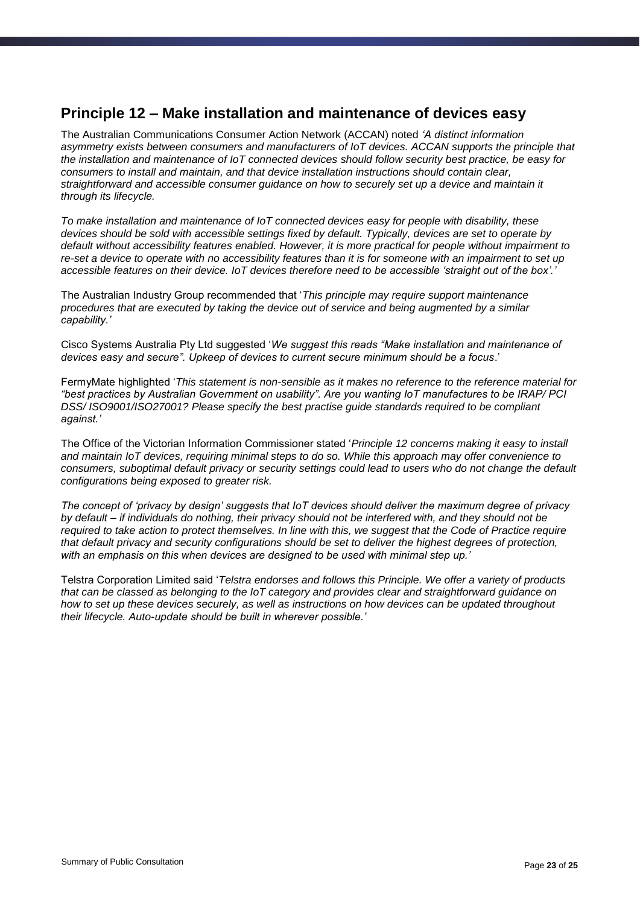## Principle 12 – Make installation and maintenance of devices easy

The Australian Communications Consumer Action Network (ACCAN) noted *'A distinct information asymmetry exists between consumers and manufacturers of IoT devices. ACCAN supports the principle that the installation and maintenance of IoT connected devices should follow security best practice, be easy for consumers to install and maintain, and that device installation instructions should contain clear, straightforward and accessible consumer guidance on how to securely set up a device and maintain it through its lifecycle.*

*To make installation and maintenance of IoT connected devices easy for people with disability, these devices should be sold with accessible settings fixed by default. Typically, devices are set to operate by default without accessibility features enabled. However, it is more practical for people without impairment to re-set a device to operate with no accessibility features than it is for someone with an impairment to set up accessible features on their device. IoT devices therefore need to be accessible 'straight out of the box'.'*

The Australian Industry Group recommended that '*This principle may require support maintenance procedures that are executed by taking the device out of service and being augmented by a similar capability.'*

Cisco Systems Australia Pty Ltd suggested '*We suggest this reads "Make installation and maintenance of devices easy and secure". Upkeep of devices to current secure minimum should be a focus*.'

FermyMate highlighted '*This statement is non-sensible as it makes no reference to the reference material for "best practices by Australian Government on usability". Are you wanting IoT manufactures to be IRAP/ PCI DSS/ ISO9001/ISO27001? Please specify the best practise guide standards required to be compliant against.'*

The Office of the Victorian Information Commissioner stated '*Principle 12 concerns making it easy to install and maintain IoT devices, requiring minimal steps to do so. While this approach may offer convenience to consumers, suboptimal default privacy or security settings could lead to users who do not change the default configurations being exposed to greater risk.*

*The concept of 'privacy by design' suggests that IoT devices should deliver the maximum degree of privacy by default – if individuals do nothing, their privacy should not be interfered with, and they should not be required to take action to protect themselves. In line with this, we suggest that the Code of Practice require that default privacy and security configurations should be set to deliver the highest degrees of protection, with an emphasis on this when devices are designed to be used with minimal step up.'*

Telstra Corporation Limited said '*Telstra endorses and follows this Principle. We offer a variety of products that can be classed as belonging to the IoT category and provides clear and straightforward guidance on how to set up these devices securely, as well as instructions on how devices can be updated throughout their lifecycle. Auto-update should be built in wherever possible.'*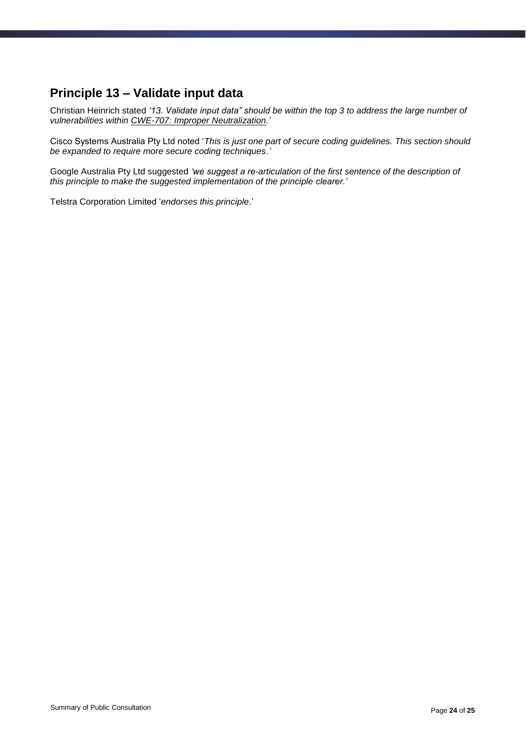## Principle 13 – Validate input data

Christian Heinrich stated *'13. Validate input data" should be within the top 3 to address the large number of vulnerabilities within CWE-707: Improper Neutralization.'*

Cisco Systems Australia Pty Ltd noted '*This is just one part of secure coding guidelines. This section should be expanded to require more secure coding techniques*.'

Google Australia Pty Ltd suggested *'we suggest a re-articulation of the first sentence of the description of this principle to make the suggested implementation of the principle clearer.'*

Telstra Corporation Limited '*endorses this principle*.'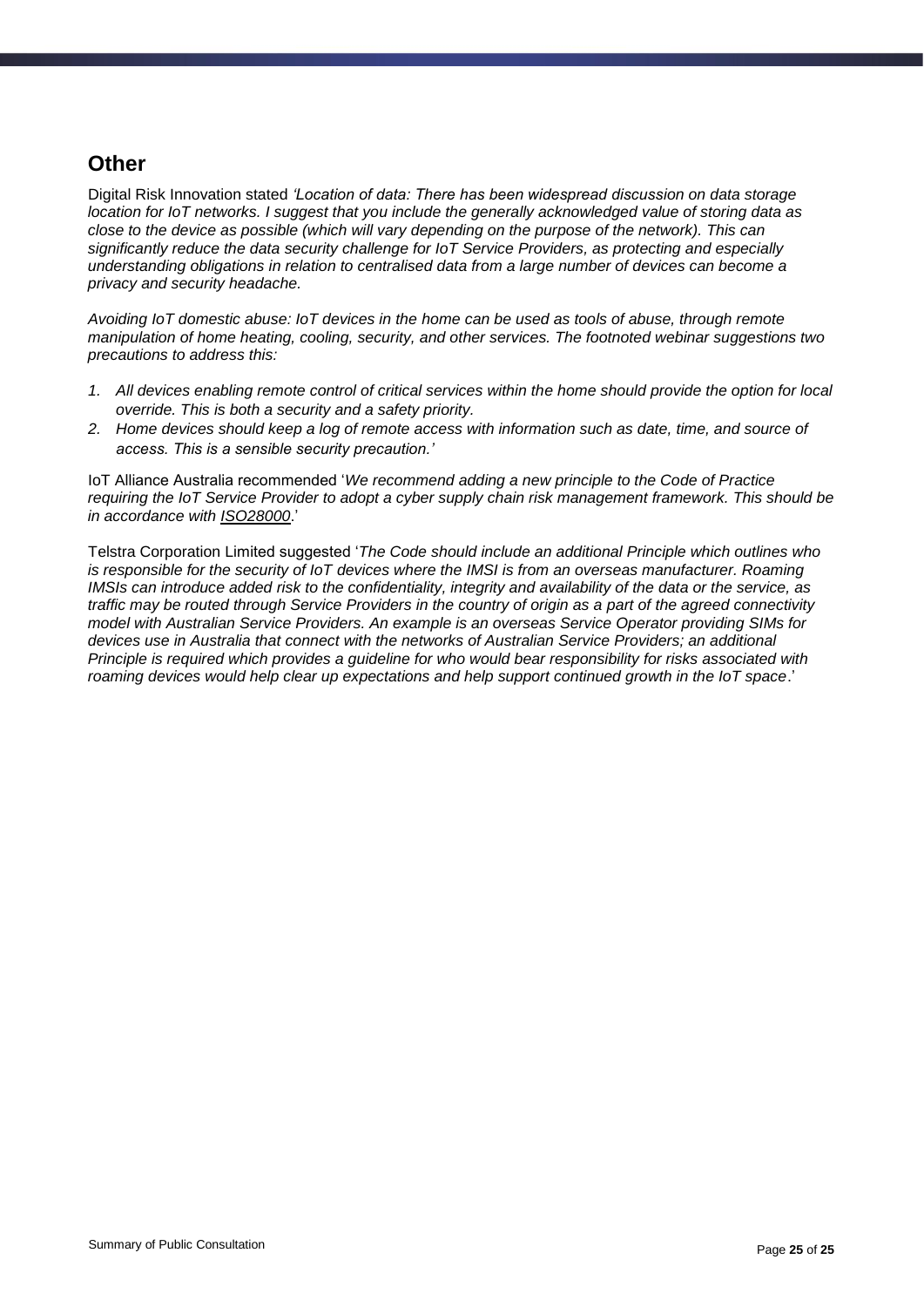## Other

Digital Risk Innovation stated *'Location of data: There has been widespread discussion on data storage location for IoT networks. I suggest that you include the generally acknowledged value of storing data as close to the device as possible (which will vary depending on the purpose of the network). This can significantly reduce the data security challenge for IoT Service Providers, as protecting and especially understanding obligations in relation to centralised data from a large number of devices can become a privacy and security headache.*

*Avoiding IoT domestic abuse: IoT devices in the home can be used as tools of abuse, through remote manipulation of home heating, cooling, security, and other services. The footnoted webinar suggestions two precautions to address this:*

1. *All devices enabling remote control of critical services within the home should provide the option for local override. This is both a security and a safety priority.*
2. *Home devices should keep a log of remote access with information such as date, time, and source of access. This is a sensible security precaution.'*

IoT Alliance Australia recommended '*We recommend adding a new principle to the Code of Practice requiring the IoT Service Provider to adopt a cyber supply chain risk management framework. This should be in accordance with ISO28000*.'

Telstra Corporation Limited suggested '*The Code should include an additional Principle which outlines who is responsible for the security of IoT devices where the IMSI is from an overseas manufacturer. Roaming IMSIs can introduce added risk to the confidentiality, integrity and availability of the data or the service, as traffic may be routed through Service Providers in the country of origin as a part of the agreed connectivity model with Australian Service Providers. An example is an overseas Service Operator providing SIMs for devices use in Australia that connect with the networks of Australian Service Providers; an additional Principle is required which provides a guideline for who would bear responsibility for risks associated with roaming devices would help clear up expectations and help support continued growth in the IoT space*.'